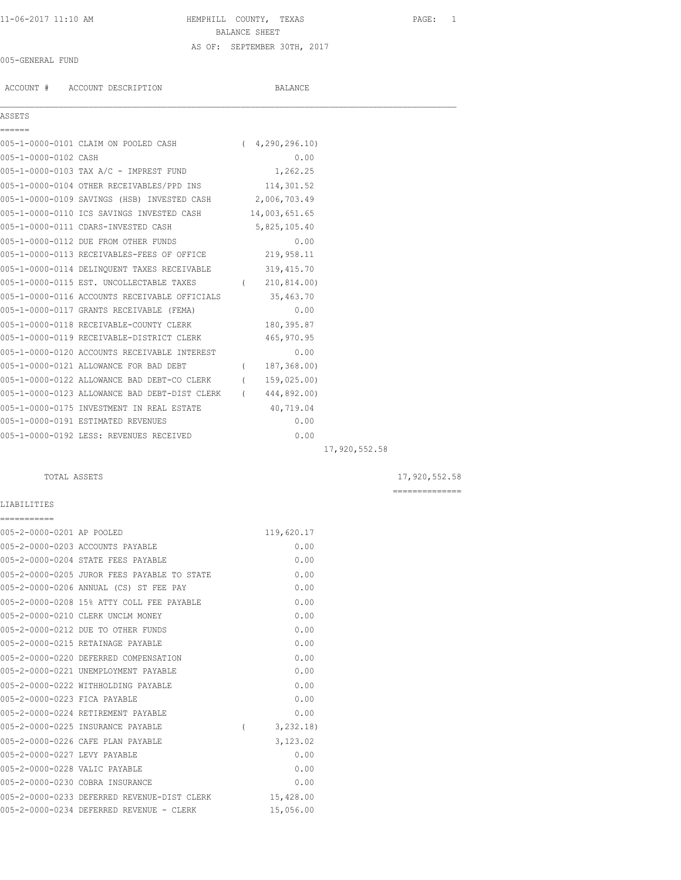HEMPHILL COUNTY, TEXAS

BALANCE SHEET

AS OF: SEPTEMBER 30TH, 2017

005-GENERAL FUND

| ACCOUNT # | ACCOUNT DESCRIPTION | BALANCE | | |
|---|---|---|---|---|
| **ASSETS** | | | | |
| 005-1-0000-0101 | CLAIM ON POOLED CASH | ( 4,290,296.10) | | |
| 005-1-0000-0102 | CASH | 0.00 | | |
| 005-1-0000-0103 | TAX A/C - IMPREST FUND | 1,262.25 | | |
| 005-1-0000-0104 | OTHER RECEIVABLES/PPD INS | 114,301.52 | | |
| 005-1-0000-0109 | SAVINGS (HSB) INVESTED CASH | 2,006,703.49 | | |
| 005-1-0000-0110 | ICS SAVINGS INVESTED CASH | 14,003,651.65 | | |
| 005-1-0000-0111 | CDARS-INVESTED CASH | 5,825,105.40 | | |
| 005-1-0000-0112 | DUE FROM OTHER FUNDS | 0.00 | | |
| 005-1-0000-0113 | RECEIVABLES-FEES OF OFFICE | 219,958.11 | | |
| 005-1-0000-0114 | DELINQUENT TAXES RECEIVABLE | 319,415.70 | | |
| 005-1-0000-0115 | EST. UNCOLLECTABLE TAXES | ( 210,814.00) | | |
| 005-1-0000-0116 | ACCOUNTS RECEIVABLE OFFICIALS | 35,463.70 | | |
| 005-1-0000-0117 | GRANTS RECEIVABLE (FEMA) | 0.00 | | |
| 005-1-0000-0118 | RECEIVABLE-COUNTY CLERK | 180,395.87 | | |
| 005-1-0000-0119 | RECEIVABLE-DISTRICT CLERK | 465,970.95 | | |
| 005-1-0000-0120 | ACCOUNTS RECEIVABLE INTEREST | 0.00 | | |
| 005-1-0000-0121 | ALLOWANCE FOR BAD DEBT | ( 187,368.00) | | |
| 005-1-0000-0122 | ALLOWANCE BAD DEBT-CO CLERK | ( 159,025.00) | | |
| 005-1-0000-0123 | ALLOWANCE BAD DEBT-DIST CLERK | ( 444,892.00) | | |
| 005-1-0000-0175 | INVESTMENT IN REAL ESTATE | 40,719.04 | | |
| 005-1-0000-0191 | ESTIMATED REVENUES | 0.00 | | |
| 005-1-0000-0192 | LESS: REVENUES RECEIVED | 0.00 | | |
| | | | 17,920,552.58 | |
| | TOTAL ASSETS | | | 17,920,552.58 |
| **LIABILITIES** | | | | |
| 005-2-0000-0201 | AP POOLED | 119,620.17 | | |
| 005-2-0000-0203 | ACCOUNTS PAYABLE | 0.00 | | |
| 005-2-0000-0204 | STATE FEES PAYABLE | 0.00 | | |
| 005-2-0000-0205 | JUROR FEES PAYABLE TO STATE | 0.00 | | |
| 005-2-0000-0206 | ANNUAL (CS) ST FEE PAY | 0.00 | | |
| 005-2-0000-0208 | 15% ATTY COLL FEE PAYABLE | 0.00 | | |
| 005-2-0000-0210 | CLERK UNCLM MONEY | 0.00 | | |
| 005-2-0000-0212 | DUE TO OTHER FUNDS | 0.00 | | |
| 005-2-0000-0215 | RETAINAGE PAYABLE | 0.00 | | |
| 005-2-0000-0220 | DEFERRED COMPENSATION | 0.00 | | |
| 005-2-0000-0221 | UNEMPLOYMENT PAYABLE | 0.00 | | |
| 005-2-0000-0222 | WITHHOLDING PAYABLE | 0.00 | | |
| 005-2-0000-0223 | FICA PAYABLE | 0.00 | | |
| 005-2-0000-0224 | RETIREMENT PAYABLE | 0.00 | | |
| 005-2-0000-0225 | INSURANCE PAYABLE | ( 3,232.18) | | |
| 005-2-0000-0226 | CAFE PLAN PAYABLE | 3,123.02 | | |
| 005-2-0000-0227 | LEVY PAYABLE | 0.00 | | |
| 005-2-0000-0228 | VALIC PAYABLE | 0.00 | | |
| 005-2-0000-0230 | COBRA INSURANCE | 0.00 | | |
| 005-2-0000-0233 | DEFERRED REVENUE-DIST CLERK | 15,428.00 | | |
| 005-2-0000-0234 | DEFERRED REVENUE - CLERK | 15,056.00 | | |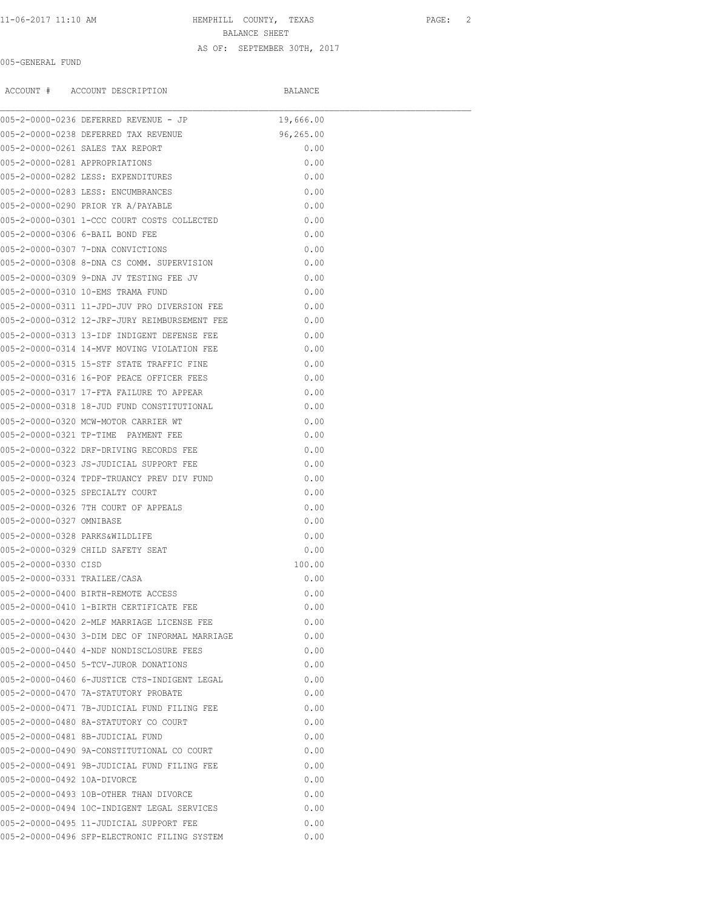HEMPHILL COUNTY, TEXAS

BALANCE SHEET

AS OF: SEPTEMBER 30TH, 2017

005-GENERAL FUND

| ACCOUNT # | ACCOUNT DESCRIPTION | BALANCE |
|---|---|---|
| 005-2-0000-0236 | DEFERRED REVENUE - JP | 19,666.00 |
| 005-2-0000-0238 | DEFERRED TAX REVENUE | 96,265.00 |
| 005-2-0000-0261 | SALES TAX REPORT | 0.00 |
| 005-2-0000-0281 | APPROPRIATIONS | 0.00 |
| 005-2-0000-0282 | LESS: EXPENDITURES | 0.00 |
| 005-2-0000-0283 | LESS: ENCUMBRANCES | 0.00 |
| 005-2-0000-0290 | PRIOR YR A/PAYABLE | 0.00 |
| 005-2-0000-0301 | 1-CCC COURT COSTS COLLECTED | 0.00 |
| 005-2-0000-0306 | 6-BAIL BOND FEE | 0.00 |
| 005-2-0000-0307 | 7-DNA CONVICTIONS | 0.00 |
| 005-2-0000-0308 | 8-DNA CS COMM. SUPERVISION | 0.00 |
| 005-2-0000-0309 | 9-DNA JV TESTING FEE JV | 0.00 |
| 005-2-0000-0310 | 10-EMS TRAMA FUND | 0.00 |
| 005-2-0000-0311 | 11-JPD-JUV PRO DIVERSION FEE | 0.00 |
| 005-2-0000-0312 | 12-JRF-JURY REIMBURSEMENT FEE | 0.00 |
| 005-2-0000-0313 | 13-IDF INDIGENT DEFENSE FEE | 0.00 |
| 005-2-0000-0314 | 14-MVF MOVING VIOLATION FEE | 0.00 |
| 005-2-0000-0315 | 15-STF STATE TRAFFIC FINE | 0.00 |
| 005-2-0000-0316 | 16-POF PEACE OFFICER FEES | 0.00 |
| 005-2-0000-0317 | 17-FTA FAILURE TO APPEAR | 0.00 |
| 005-2-0000-0318 | 18-JUD FUND CONSTITUTIONAL | 0.00 |
| 005-2-0000-0320 | MCW-MOTOR CARRIER WT | 0.00 |
| 005-2-0000-0321 | TP-TIME PAYMENT FEE | 0.00 |
| 005-2-0000-0322 | DRF-DRIVING RECORDS FEE | 0.00 |
| 005-2-0000-0323 | JS-JUDICIAL SUPPORT FEE | 0.00 |
| 005-2-0000-0324 | TPDF-TRUANCY PREV DIV FUND | 0.00 |
| 005-2-0000-0325 | SPECIALTY COURT | 0.00 |
| 005-2-0000-0326 | 7TH COURT OF APPEALS | 0.00 |
| 005-2-0000-0327 | OMNIBASE | 0.00 |
| 005-2-0000-0328 | PARKS&WILDLIFE | 0.00 |
| 005-2-0000-0329 | CHILD SAFETY SEAT | 0.00 |
| 005-2-0000-0330 | CISD | 100.00 |
| 005-2-0000-0331 | TRAILEE/CASA | 0.00 |
| 005-2-0000-0400 | BIRTH-REMOTE ACCESS | 0.00 |
| 005-2-0000-0410 | 1-BIRTH CERTIFICATE FEE | 0.00 |
| 005-2-0000-0420 | 2-MLF MARRIAGE LICENSE FEE | 0.00 |
| 005-2-0000-0430 | 3-DIM DEC OF INFORMAL MARRIAGE | 0.00 |
| 005-2-0000-0440 | 4-NDF NONDISCLOSURE FEES | 0.00 |
| 005-2-0000-0450 | 5-TCV-JUROR DONATIONS | 0.00 |
| 005-2-0000-0460 | 6-JUSTICE CTS-INDIGENT LEGAL | 0.00 |
| 005-2-0000-0470 | 7A-STATUTORY PROBATE | 0.00 |
| 005-2-0000-0471 | 7B-JUDICIAL FUND FILING FEE | 0.00 |
| 005-2-0000-0480 | 8A-STATUTORY CO COURT | 0.00 |
| 005-2-0000-0481 | 8B-JUDICIAL FUND | 0.00 |
| 005-2-0000-0490 | 9A-CONSTITUTIONAL CO COURT | 0.00 |
| 005-2-0000-0491 | 9B-JUDICIAL FUND FILING FEE | 0.00 |
| 005-2-0000-0492 | 10A-DIVORCE | 0.00 |
| 005-2-0000-0493 | 10B-OTHER THAN DIVORCE | 0.00 |
| 005-2-0000-0494 | 10C-INDIGENT LEGAL SERVICES | 0.00 |
| 005-2-0000-0495 | 11-JUDICIAL SUPPORT FEE | 0.00 |
| 005-2-0000-0496 | SFP-ELECTRONIC FILING SYSTEM | 0.00 |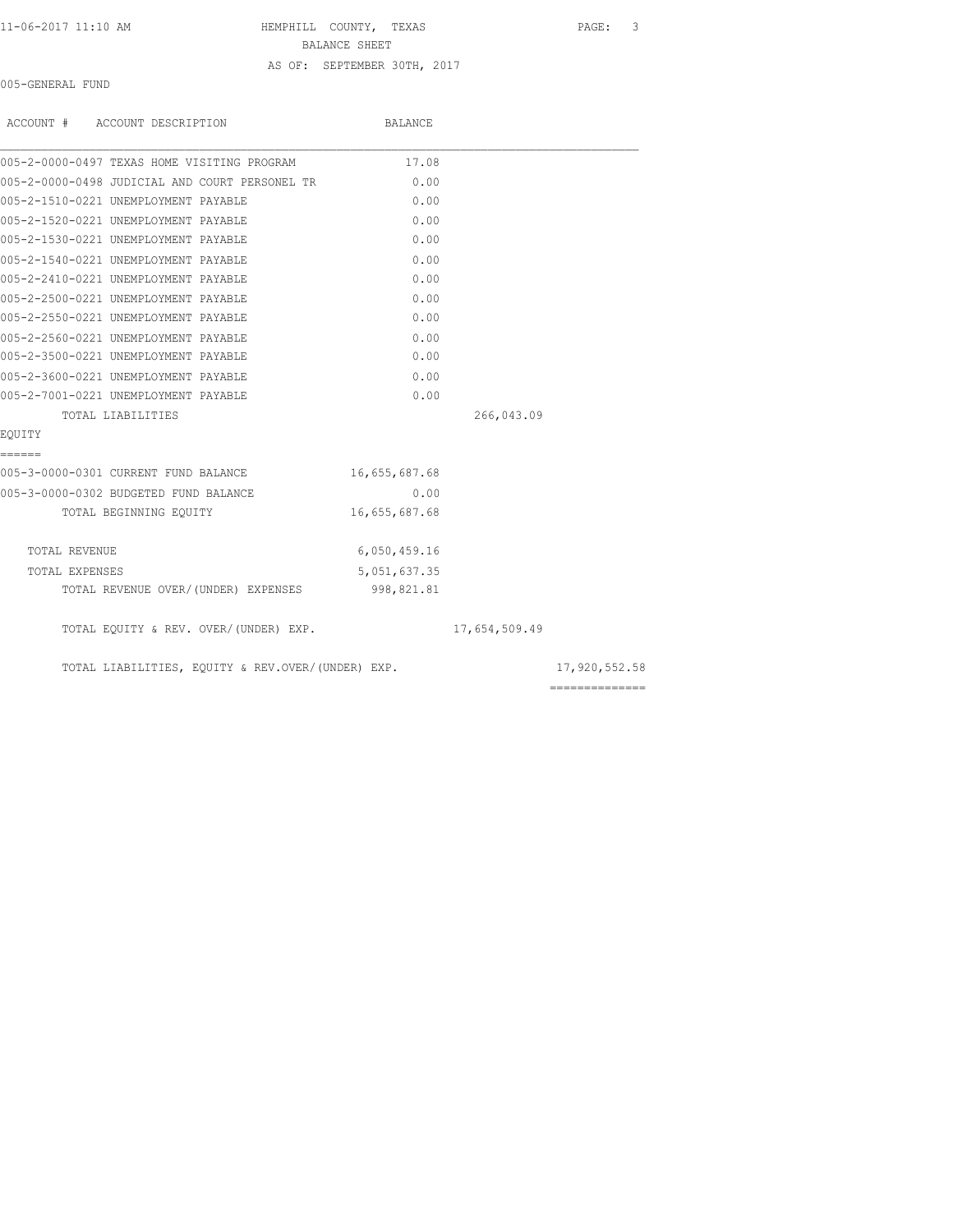HEMPHILL COUNTY, TEXAS

BALANCE SHEET

AS OF: SEPTEMBER 30TH, 2017

005-GENERAL FUND

| ACCOUNT # ACCOUNT DESCRIPTION | BALANCE | | |
|---|---|---|---|
| 005-2-0000-0497 TEXAS HOME VISITING PROGRAM | 17.08 | | |
| 005-2-0000-0498 JUDICIAL AND COURT PERSONEL TR | 0.00 | | |
| 005-2-1510-0221 UNEMPLOYMENT PAYABLE | 0.00 | | |
| 005-2-1520-0221 UNEMPLOYMENT PAYABLE | 0.00 | | |
| 005-2-1530-0221 UNEMPLOYMENT PAYABLE | 0.00 | | |
| 005-2-1540-0221 UNEMPLOYMENT PAYABLE | 0.00 | | |
| 005-2-2410-0221 UNEMPLOYMENT PAYABLE | 0.00 | | |
| 005-2-2500-0221 UNEMPLOYMENT PAYABLE | 0.00 | | |
| 005-2-2550-0221 UNEMPLOYMENT PAYABLE | 0.00 | | |
| 005-2-2560-0221 UNEMPLOYMENT PAYABLE | 0.00 | | |
| 005-2-3500-0221 UNEMPLOYMENT PAYABLE | 0.00 | | |
| 005-2-3600-0221 UNEMPLOYMENT PAYABLE | 0.00 | | |
| 005-2-7001-0221 UNEMPLOYMENT PAYABLE | 0.00 | | |
| TOTAL LIABILITIES | | 266,043.09 | |
| EQUITY | | | |
| 005-3-0000-0301 CURRENT FUND BALANCE | 16,655,687.68 | | |
| 005-3-0000-0302 BUDGETED FUND BALANCE | 0.00 | | |
| TOTAL BEGINNING EQUITY | 16,655,687.68 | | |
| TOTAL REVENUE | 6,050,459.16 | | |
| TOTAL EXPENSES | 5,051,637.35 | | |
| TOTAL REVENUE OVER/(UNDER) EXPENSES | 998,821.81 | | |
| TOTAL EQUITY & REV. OVER/(UNDER) EXP. | | 17,654,509.49 | |
| TOTAL LIABILITIES, EQUITY & REV.OVER/(UNDER) EXP. | | | 17,920,552.58 |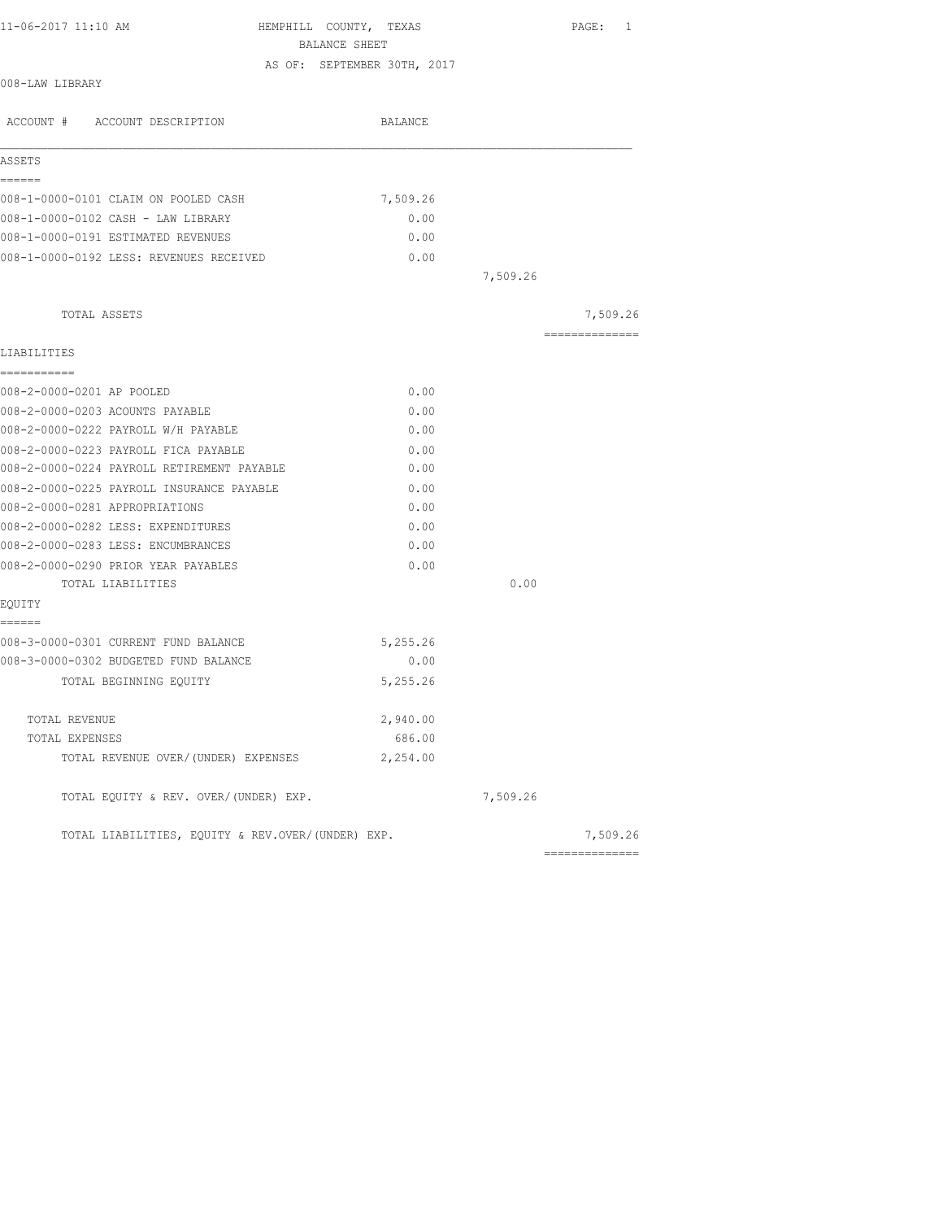11-06-2017 11:10 AM HEMPHILL COUNTY, TEXAS

BALANCE SHEET

AS OF: SEPTEMBER 30TH, 2017

008-LAW LIBRARY

| ACCOUNT # ACCOUNT DESCRIPTION | BALANCE | | |
|---|---|---|---|
| **ASSETS** | | | |
| 008-1-0000-0101 CLAIM ON POOLED CASH | 7,509.26 | | |
| 008-1-0000-0102 CASH - LAW LIBRARY | 0.00 | | |
| 008-1-0000-0191 ESTIMATED REVENUES | 0.00 | | |
| 008-1-0000-0192 LESS: REVENUES RECEIVED | 0.00 | | |
| | | 7,509.26 | |
| TOTAL ASSETS | | | 7,509.26 |
| **LIABILITIES** | | | |
| 008-2-0000-0201 AP POOLED | 0.00 | | |
| 008-2-0000-0203 ACOUNTS PAYABLE | 0.00 | | |
| 008-2-0000-0222 PAYROLL W/H PAYABLE | 0.00 | | |
| 008-2-0000-0223 PAYROLL FICA PAYABLE | 0.00 | | |
| 008-2-0000-0224 PAYROLL RETIREMENT PAYABLE | 0.00 | | |
| 008-2-0000-0225 PAYROLL INSURANCE PAYABLE | 0.00 | | |
| 008-2-0000-0281 APPROPRIATIONS | 0.00 | | |
| 008-2-0000-0282 LESS: EXPENDITURES | 0.00 | | |
| 008-2-0000-0283 LESS: ENCUMBRANCES | 0.00 | | |
| 008-2-0000-0290 PRIOR YEAR PAYABLES | 0.00 | | |
| TOTAL LIABILITIES | | 0.00 | |
| **EQUITY** | | | |
| 008-3-0000-0301 CURRENT FUND BALANCE | 5,255.26 | | |
| 008-3-0000-0302 BUDGETED FUND BALANCE | 0.00 | | |
| TOTAL BEGINNING EQUITY | 5,255.26 | | |
| TOTAL REVENUE | 2,940.00 | | |
| TOTAL EXPENSES | 686.00 | | |
| TOTAL REVENUE OVER/(UNDER) EXPENSES | 2,254.00 | | |
| TOTAL EQUITY & REV. OVER/(UNDER) EXP. | | 7,509.26 | |
| TOTAL LIABILITIES, EQUITY & REV.OVER/(UNDER) EXP. | | | 7,509.26 |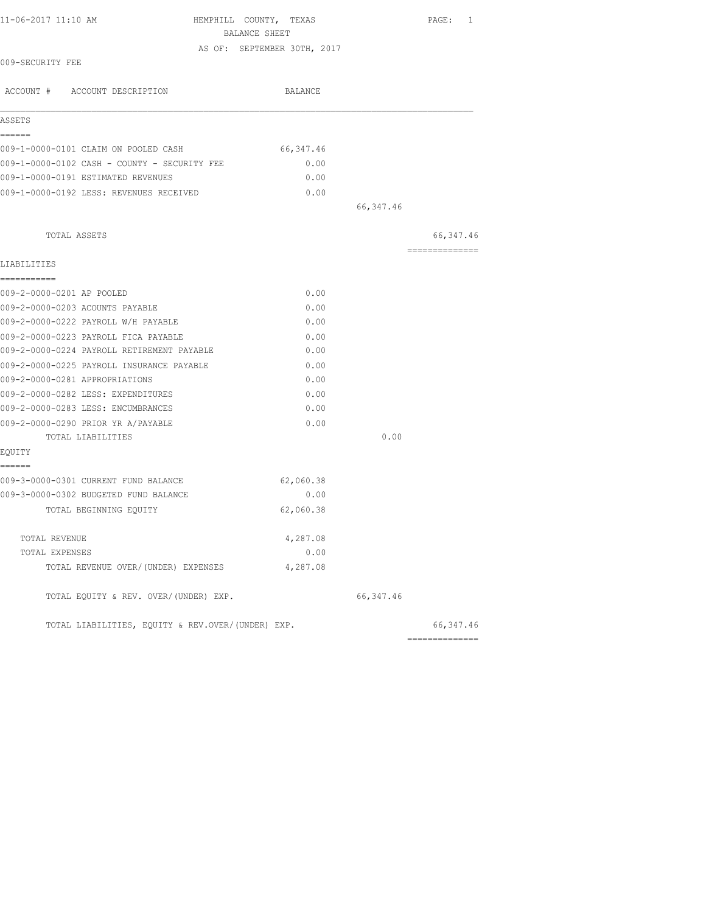HEMPHILL COUNTY, TEXAS

BALANCE SHEET

AS OF: SEPTEMBER 30TH, 2017

009-SECURITY FEE

| ACCOUNT # ACCOUNT DESCRIPTION | BALANCE | | |
|---|---|---|---|
| **ASSETS** | | | |
| 009-1-0000-0101 CLAIM ON POOLED CASH | 66,347.46 | | |
| 009-1-0000-0102 CASH - COUNTY - SECURITY FEE | 0.00 | | |
| 009-1-0000-0191 ESTIMATED REVENUES | 0.00 | | |
| 009-1-0000-0192 LESS: REVENUES RECEIVED | 0.00 | | |
| | | 66,347.46 | |
| TOTAL ASSETS | | | 66,347.46 |
| **LIABILITIES** | | | |
| 009-2-0000-0201 AP POOLED | 0.00 | | |
| 009-2-0000-0203 ACOUNTS PAYABLE | 0.00 | | |
| 009-2-0000-0222 PAYROLL W/H PAYABLE | 0.00 | | |
| 009-2-0000-0223 PAYROLL FICA PAYABLE | 0.00 | | |
| 009-2-0000-0224 PAYROLL RETIREMENT PAYABLE | 0.00 | | |
| 009-2-0000-0225 PAYROLL INSURANCE PAYABLE | 0.00 | | |
| 009-2-0000-0281 APPROPRIATIONS | 0.00 | | |
| 009-2-0000-0282 LESS: EXPENDITURES | 0.00 | | |
| 009-2-0000-0283 LESS: ENCUMBRANCES | 0.00 | | |
| 009-2-0000-0290 PRIOR YR A/PAYABLE | 0.00 | | |
| TOTAL LIABILITIES | | 0.00 | |
| **EQUITY** | | | |
| 009-3-0000-0301 CURRENT FUND BALANCE | 62,060.38 | | |
| 009-3-0000-0302 BUDGETED FUND BALANCE | 0.00 | | |
| TOTAL BEGINNING EQUITY | 62,060.38 | | |
| TOTAL REVENUE | 4,287.08 | | |
| TOTAL EXPENSES | 0.00 | | |
| TOTAL REVENUE OVER/(UNDER) EXPENSES | 4,287.08 | | |
| TOTAL EQUITY & REV. OVER/(UNDER) EXP. | | 66,347.46 | |
| TOTAL LIABILITIES, EQUITY & REV.OVER/(UNDER) EXP. | | | 66,347.46 |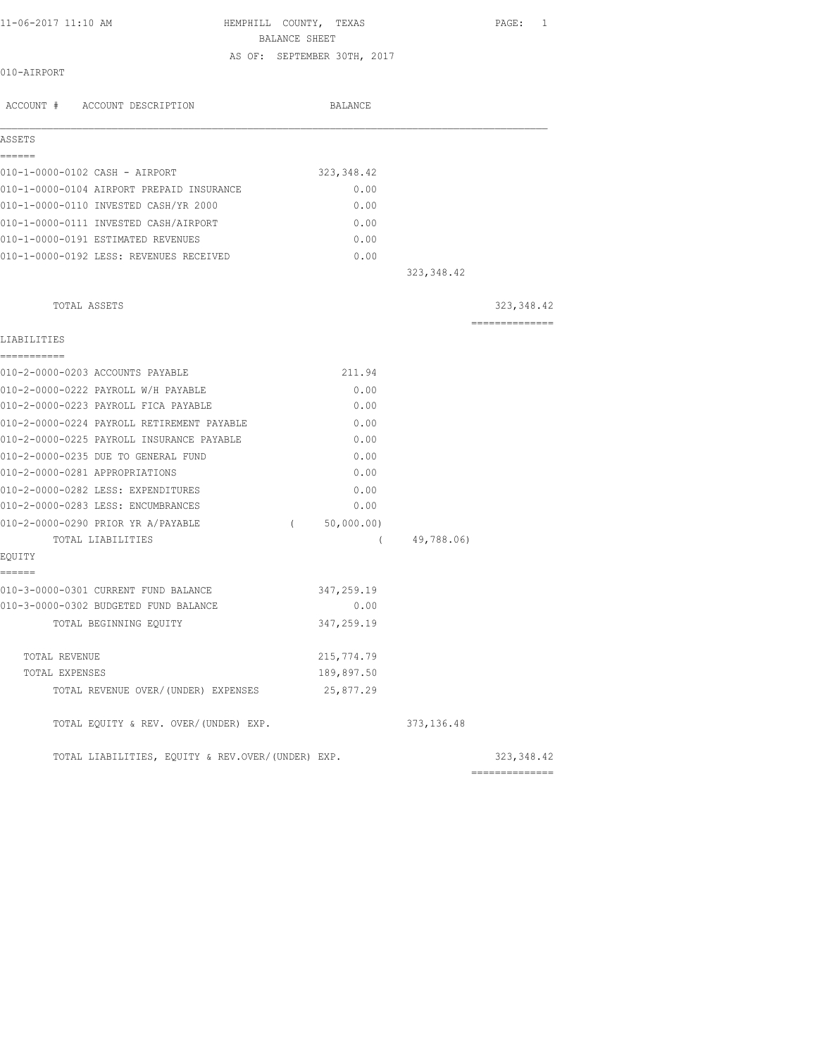11-06-2017 11:10 AM

# HEMPHILL COUNTY, TEXAS
## BALANCE SHEET
### AS OF: SEPTEMBER 30TH, 2017

010-AIRPORT

| ACCOUNT # ACCOUNT DESCRIPTION | BALANCE | | |
|---|---|---|---|
| **ASSETS** | | | |
| 010-1-0000-0102 CASH - AIRPORT | 323,348.42 | | |
| 010-1-0000-0104 AIRPORT PREPAID INSURANCE | 0.00 | | |
| 010-1-0000-0110 INVESTED CASH/YR 2000 | 0.00 | | |
| 010-1-0000-0111 INVESTED CASH/AIRPORT | 0.00 | | |
| 010-1-0000-0191 ESTIMATED REVENUES | 0.00 | | |
| 010-1-0000-0192 LESS: REVENUES RECEIVED | 0.00 | | |
| | | 323,348.42 | |
| TOTAL ASSETS | | | 323,348.42 |
| **LIABILITIES** | | | |
| 010-2-0000-0203 ACCOUNTS PAYABLE | 211.94 | | |
| 010-2-0000-0222 PAYROLL W/H PAYABLE | 0.00 | | |
| 010-2-0000-0223 PAYROLL FICA PAYABLE | 0.00 | | |
| 010-2-0000-0224 PAYROLL RETIREMENT PAYABLE | 0.00 | | |
| 010-2-0000-0225 PAYROLL INSURANCE PAYABLE | 0.00 | | |
| 010-2-0000-0235 DUE TO GENERAL FUND | 0.00 | | |
| 010-2-0000-0281 APPROPRIATIONS | 0.00 | | |
| 010-2-0000-0282 LESS: EXPENDITURES | 0.00 | | |
| 010-2-0000-0283 LESS: ENCUMBRANCES | 0.00 | | |
| 010-2-0000-0290 PRIOR YR A/PAYABLE | ( 50,000.00) | | |
| TOTAL LIABILITIES | | ( 49,788.06) | |
| **EQUITY** | | | |
| 010-3-0000-0301 CURRENT FUND BALANCE | 347,259.19 | | |
| 010-3-0000-0302 BUDGETED FUND BALANCE | 0.00 | | |
| TOTAL BEGINNING EQUITY | 347,259.19 | | |
| TOTAL REVENUE | 215,774.79 | | |
| TOTAL EXPENSES | 189,897.50 | | |
| TOTAL REVENUE OVER/(UNDER) EXPENSES | 25,877.29 | | |
| TOTAL EQUITY & REV. OVER/(UNDER) EXP. | | 373,136.48 | |
| TOTAL LIABILITIES, EQUITY & REV.OVER/(UNDER) EXP. | | | 323,348.42 |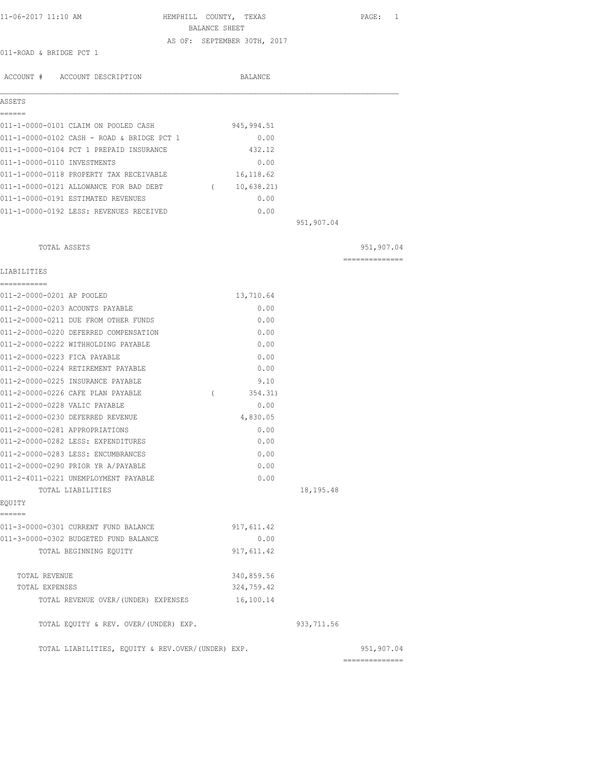11-06-2017 11:10 AM

# HEMPHILL COUNTY, TEXAS
## BALANCE SHEET
AS OF: SEPTEMBER 30TH, 2017

011-ROAD & BRIDGE PCT 1

| ACCOUNT # ACCOUNT DESCRIPTION | BALANCE | | |
|---|---|---|---|
| **ASSETS** | | | |
| 011-1-0000-0101 CLAIM ON POOLED CASH | 945,994.51 | | |
| 011-1-0000-0102 CASH - ROAD & BRIDGE PCT 1 | 0.00 | | |
| 011-1-0000-0104 PCT 1 PREPAID INSURANCE | 432.12 | | |
| 011-1-0000-0110 INVESTMENTS | 0.00 | | |
| 011-1-0000-0118 PROPERTY TAX RECEIVABLE | 16,118.62 | | |
| 011-1-0000-0121 ALLOWANCE FOR BAD DEBT | ( 10,638.21) | | |
| 011-1-0000-0191 ESTIMATED REVENUES | 0.00 | | |
| 011-1-0000-0192 LESS: REVENUES RECEIVED | 0.00 | | |
| | | 951,907.04 | |
| TOTAL ASSETS | | | 951,907.04 |
| **LIABILITIES** | | | |
| 011-2-0000-0201 AP POOLED | 13,710.64 | | |
| 011-2-0000-0203 ACOUNTS PAYABLE | 0.00 | | |
| 011-2-0000-0211 DUE FROM OTHER FUNDS | 0.00 | | |
| 011-2-0000-0220 DEFERRED COMPENSATION | 0.00 | | |
| 011-2-0000-0222 WITHHOLDING PAYABLE | 0.00 | | |
| 011-2-0000-0223 FICA PAYABLE | 0.00 | | |
| 011-2-0000-0224 RETIREMENT PAYABLE | 0.00 | | |
| 011-2-0000-0225 INSURANCE PAYABLE | 9.10 | | |
| 011-2-0000-0226 CAFE PLAN PAYABLE | ( 354.31) | | |
| 011-2-0000-0228 VALIC PAYABLE | 0.00 | | |
| 011-2-0000-0230 DEFERRED REVENUE | 4,830.05 | | |
| 011-2-0000-0281 APPROPRIATIONS | 0.00 | | |
| 011-2-0000-0282 LESS: EXPENDITURES | 0.00 | | |
| 011-2-0000-0283 LESS: ENCUMBRANCES | 0.00 | | |
| 011-2-0000-0290 PRIOR YR A/PAYABLE | 0.00 | | |
| 011-2-4011-0221 UNEMPLOYMENT PAYABLE | 0.00 | | |
| TOTAL LIABILITIES | | 18,195.48 | |
| **EQUITY** | | | |
| 011-3-0000-0301 CURRENT FUND BALANCE | 917,611.42 | | |
| 011-3-0000-0302 BUDGETED FUND BALANCE | 0.00 | | |
| TOTAL BEGINNING EQUITY | 917,611.42 | | |
| TOTAL REVENUE | 340,859.56 | | |
| TOTAL EXPENSES | 324,759.42 | | |
| TOTAL REVENUE OVER/(UNDER) EXPENSES | 16,100.14 | | |
| TOTAL EQUITY & REV. OVER/(UNDER) EXP. | | 933,711.56 | |
| TOTAL LIABILITIES, EQUITY & REV.OVER/(UNDER) EXP. | | | 951,907.04 |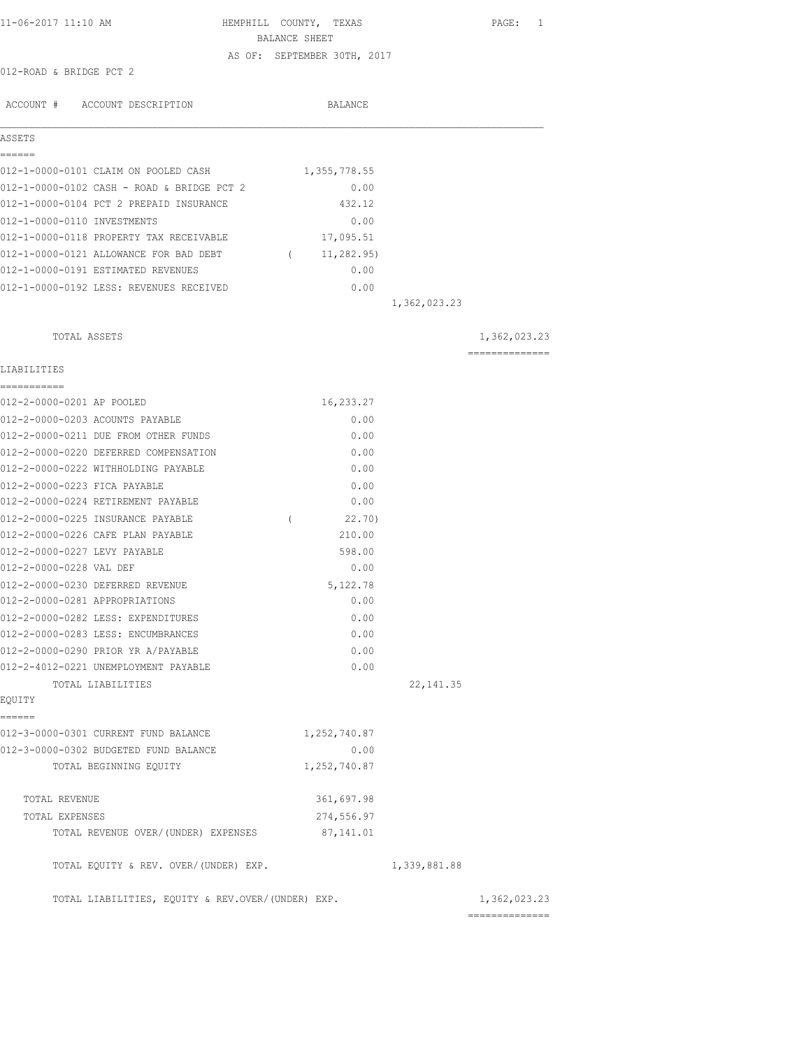11-06-2017 11:10 AM

# HEMPHILL COUNTY, TEXAS
## BALANCE SHEET
AS OF: SEPTEMBER 30TH, 2017

012-ROAD & BRIDGE PCT 2

| ACCOUNT # | ACCOUNT DESCRIPTION | BALANCE | | |
|---|---|---|---|---|
| **ASSETS** | | | | |
| 012-1-0000-0101 | CLAIM ON POOLED CASH | 1,355,778.55 | | |
| 012-1-0000-0102 | CASH - ROAD & BRIDGE PCT 2 | 0.00 | | |
| 012-1-0000-0104 | PCT 2 PREPAID INSURANCE | 432.12 | | |
| 012-1-0000-0110 | INVESTMENTS | 0.00 | | |
| 012-1-0000-0118 | PROPERTY TAX RECEIVABLE | 17,095.51 | | |
| 012-1-0000-0121 | ALLOWANCE FOR BAD DEBT | ( 11,282.95) | | |
| 012-1-0000-0191 | ESTIMATED REVENUES | 0.00 | | |
| 012-1-0000-0192 | LESS: REVENUES RECEIVED | 0.00 | | |
| | | | 1,362,023.23 | |
| | TOTAL ASSETS | | | 1,362,023.23 |
| **LIABILITIES** | | | | |
| 012-2-0000-0201 | AP POOLED | 16,233.27 | | |
| 012-2-0000-0203 | ACOUNTS PAYABLE | 0.00 | | |
| 012-2-0000-0211 | DUE FROM OTHER FUNDS | 0.00 | | |
| 012-2-0000-0220 | DEFERRED COMPENSATION | 0.00 | | |
| 012-2-0000-0222 | WITHHOLDING PAYABLE | 0.00 | | |
| 012-2-0000-0223 | FICA PAYABLE | 0.00 | | |
| 012-2-0000-0224 | RETIREMENT PAYABLE | 0.00 | | |
| 012-2-0000-0225 | INSURANCE PAYABLE | ( 22.70) | | |
| 012-2-0000-0226 | CAFE PLAN PAYABLE | 210.00 | | |
| 012-2-0000-0227 | LEVY PAYABLE | 598.00 | | |
| 012-2-0000-0228 | VAL DEF | 0.00 | | |
| 012-2-0000-0230 | DEFERRED REVENUE | 5,122.78 | | |
| 012-2-0000-0281 | APPROPRIATIONS | 0.00 | | |
| 012-2-0000-0282 | LESS: EXPENDITURES | 0.00 | | |
| 012-2-0000-0283 | LESS: ENCUMBRANCES | 0.00 | | |
| 012-2-0000-0290 | PRIOR YR A/PAYABLE | 0.00 | | |
| 012-2-4012-0221 | UNEMPLOYMENT PAYABLE | 0.00 | | |
| | TOTAL LIABILITIES | | 22,141.35 | |
| **EQUITY** | | | | |
| 012-3-0000-0301 | CURRENT FUND BALANCE | 1,252,740.87 | | |
| 012-3-0000-0302 | BUDGETED FUND BALANCE | 0.00 | | |
| | TOTAL BEGINNING EQUITY | 1,252,740.87 | | |
| | TOTAL REVENUE | 361,697.98 | | |
| | TOTAL EXPENSES | 274,556.97 | | |
| | TOTAL REVENUE OVER/(UNDER) EXPENSES | 87,141.01 | | |
| | TOTAL EQUITY & REV. OVER/(UNDER) EXP. | | 1,339,881.88 | |
| | TOTAL LIABILITIES, EQUITY & REV.OVER/(UNDER) EXP. | | | 1,362,023.23 |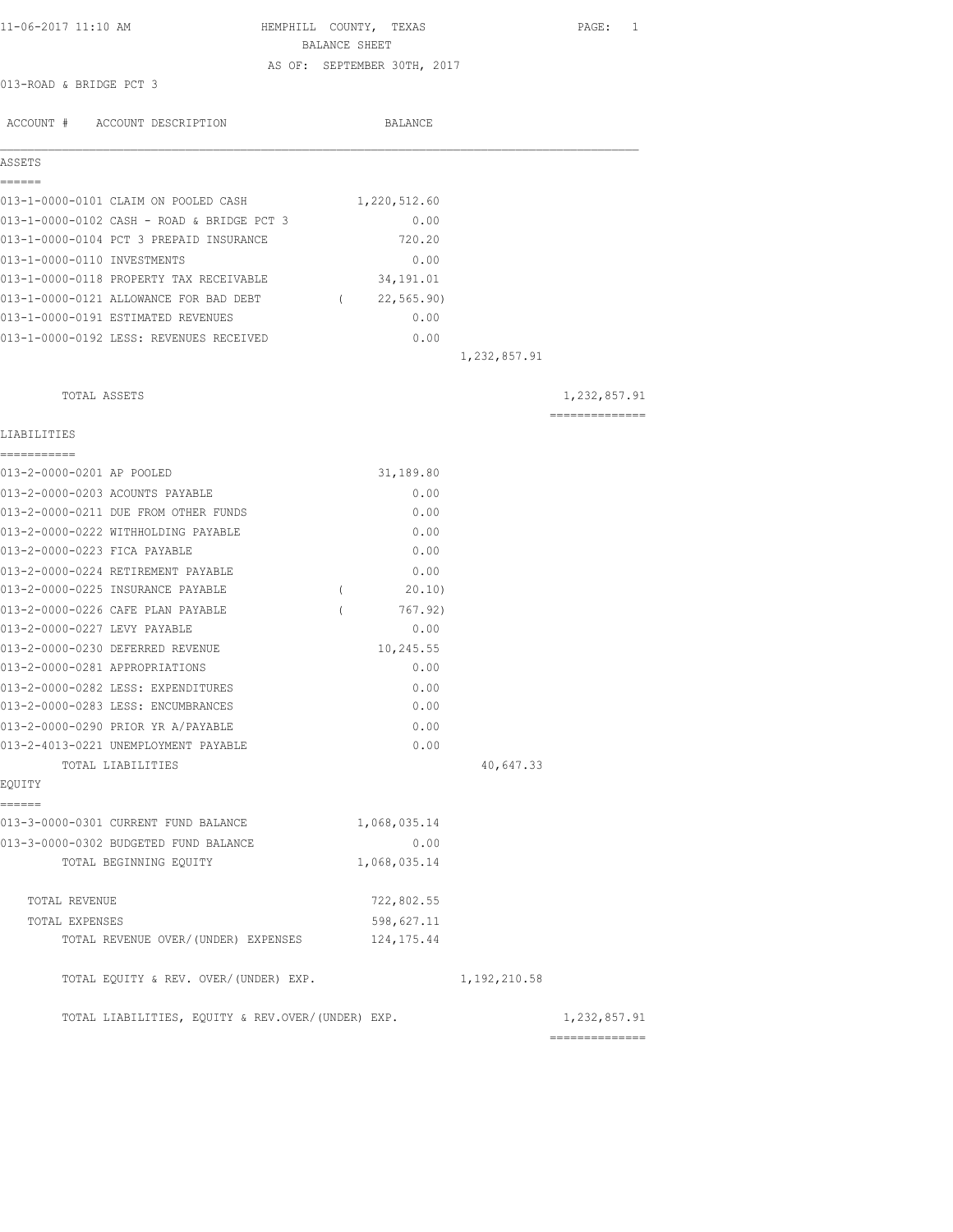11-06-2017 11:10 AM

# HEMPHILL COUNTY, TEXAS

## BALANCE SHEET

AS OF: SEPTEMBER 30TH, 2017

013-ROAD & BRIDGE PCT 3

| ACCOUNT # ACCOUNT DESCRIPTION | BALANCE | | |
|---|---|---|---|
| **ASSETS** | | | |
| 013-1-0000-0101 CLAIM ON POOLED CASH | 1,220,512.60 | | |
| 013-1-0000-0102 CASH - ROAD & BRIDGE PCT 3 | 0.00 | | |
| 013-1-0000-0104 PCT 3 PREPAID INSURANCE | 720.20 | | |
| 013-1-0000-0110 INVESTMENTS | 0.00 | | |
| 013-1-0000-0118 PROPERTY TAX RECEIVABLE | 34,191.01 | | |
| 013-1-0000-0121 ALLOWANCE FOR BAD DEBT | ( 22,565.90) | | |
| 013-1-0000-0191 ESTIMATED REVENUES | 0.00 | | |
| 013-1-0000-0192 LESS: REVENUES RECEIVED | 0.00 | | |
| | | 1,232,857.91 | |
| TOTAL ASSETS | | | 1,232,857.91 |
| **LIABILITIES** | | | |
| 013-2-0000-0201 AP POOLED | 31,189.80 | | |
| 013-2-0000-0203 ACOUNTS PAYABLE | 0.00 | | |
| 013-2-0000-0211 DUE FROM OTHER FUNDS | 0.00 | | |
| 013-2-0000-0222 WITHHOLDING PAYABLE | 0.00 | | |
| 013-2-0000-0223 FICA PAYABLE | 0.00 | | |
| 013-2-0000-0224 RETIREMENT PAYABLE | 0.00 | | |
| 013-2-0000-0225 INSURANCE PAYABLE | ( 20.10) | | |
| 013-2-0000-0226 CAFE PLAN PAYABLE | ( 767.92) | | |
| 013-2-0000-0227 LEVY PAYABLE | 0.00 | | |
| 013-2-0000-0230 DEFERRED REVENUE | 10,245.55 | | |
| 013-2-0000-0281 APPROPRIATIONS | 0.00 | | |
| 013-2-0000-0282 LESS: EXPENDITURES | 0.00 | | |
| 013-2-0000-0283 LESS: ENCUMBRANCES | 0.00 | | |
| 013-2-0000-0290 PRIOR YR A/PAYABLE | 0.00 | | |
| 013-2-4013-0221 UNEMPLOYMENT PAYABLE | 0.00 | | |
| TOTAL LIABILITIES | | 40,647.33 | |
| **EQUITY** | | | |
| 013-3-0000-0301 CURRENT FUND BALANCE | 1,068,035.14 | | |
| 013-3-0000-0302 BUDGETED FUND BALANCE | 0.00 | | |
| TOTAL BEGINNING EQUITY | 1,068,035.14 | | |
| TOTAL REVENUE | 722,802.55 | | |
| TOTAL EXPENSES | 598,627.11 | | |
| TOTAL REVENUE OVER/(UNDER) EXPENSES | 124,175.44 | | |
| TOTAL EQUITY & REV. OVER/(UNDER) EXP. | | 1,192,210.58 | |
| TOTAL LIABILITIES, EQUITY & REV.OVER/(UNDER) EXP. | | | 1,232,857.91 |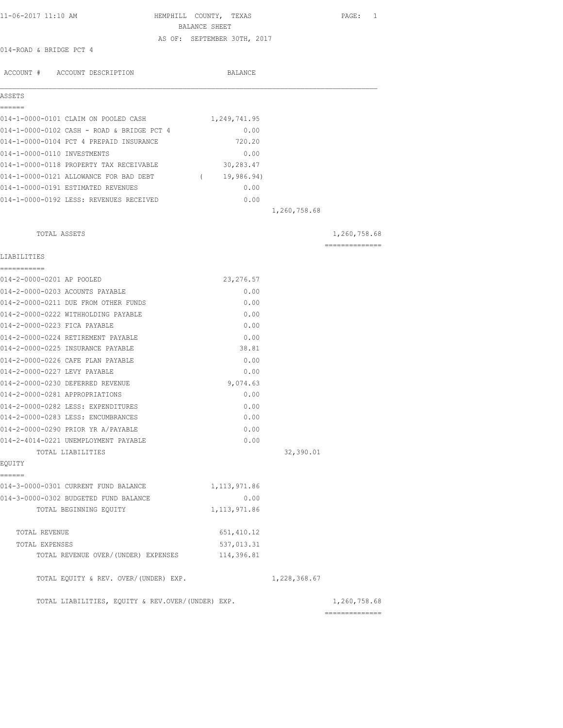11-06-2017 11:10 AM

# HEMPHILL COUNTY, TEXAS
## BALANCE SHEET
### AS OF: SEPTEMBER 30TH, 2017

014-ROAD & BRIDGE PCT 4

| ACCOUNT # | ACCOUNT DESCRIPTION | BALANCE | | |
|---|---|---|---|---|
| **ASSETS** | | | | |
| 014-1-0000-0101 | CLAIM ON POOLED CASH | 1,249,741.95 | | |
| 014-1-0000-0102 | CASH - ROAD & BRIDGE PCT 4 | 0.00 | | |
| 014-1-0000-0104 | PCT 4 PREPAID INSURANCE | 720.20 | | |
| 014-1-0000-0110 | INVESTMENTS | 0.00 | | |
| 014-1-0000-0118 | PROPERTY TAX RECEIVABLE | 30,283.47 | | |
| 014-1-0000-0121 | ALLOWANCE FOR BAD DEBT | ( 19,986.94) | | |
| 014-1-0000-0191 | ESTIMATED REVENUES | 0.00 | | |
| 014-1-0000-0192 | LESS: REVENUES RECEIVED | 0.00 | | |
| | | | 1,260,758.68 | |
| | TOTAL ASSETS | | | 1,260,758.68 |
| **LIABILITIES** | | | | |
| 014-2-0000-0201 | AP POOLED | 23,276.57 | | |
| 014-2-0000-0203 | ACOUNTS PAYABLE | 0.00 | | |
| 014-2-0000-0211 | DUE FROM OTHER FUNDS | 0.00 | | |
| 014-2-0000-0222 | WITHHOLDING PAYABLE | 0.00 | | |
| 014-2-0000-0223 | FICA PAYABLE | 0.00 | | |
| 014-2-0000-0224 | RETIREMENT PAYABLE | 0.00 | | |
| 014-2-0000-0225 | INSURANCE PAYABLE | 38.81 | | |
| 014-2-0000-0226 | CAFE PLAN PAYABLE | 0.00 | | |
| 014-2-0000-0227 | LEVY PAYABLE | 0.00 | | |
| 014-2-0000-0230 | DEFERRED REVENUE | 9,074.63 | | |
| 014-2-0000-0281 | APPROPRIATIONS | 0.00 | | |
| 014-2-0000-0282 | LESS: EXPENDITURES | 0.00 | | |
| 014-2-0000-0283 | LESS: ENCUMBRANCES | 0.00 | | |
| 014-2-0000-0290 | PRIOR YR A/PAYABLE | 0.00 | | |
| 014-2-4014-0221 | UNEMPLOYMENT PAYABLE | 0.00 | | |
| | TOTAL LIABILITIES | | 32,390.01 | |
| **EQUITY** | | | | |
| 014-3-0000-0301 | CURRENT FUND BALANCE | 1,113,971.86 | | |
| 014-3-0000-0302 | BUDGETED FUND BALANCE | 0.00 | | |
| | TOTAL BEGINNING EQUITY | 1,113,971.86 | | |
| | TOTAL REVENUE | 651,410.12 | | |
| | TOTAL EXPENSES | 537,013.31 | | |
| | TOTAL REVENUE OVER/(UNDER) EXPENSES | 114,396.81 | | |
| | TOTAL EQUITY & REV. OVER/(UNDER) EXP. | | 1,228,368.67 | |
| | TOTAL LIABILITIES, EQUITY & REV.OVER/(UNDER) EXP. | | | 1,260,758.68 |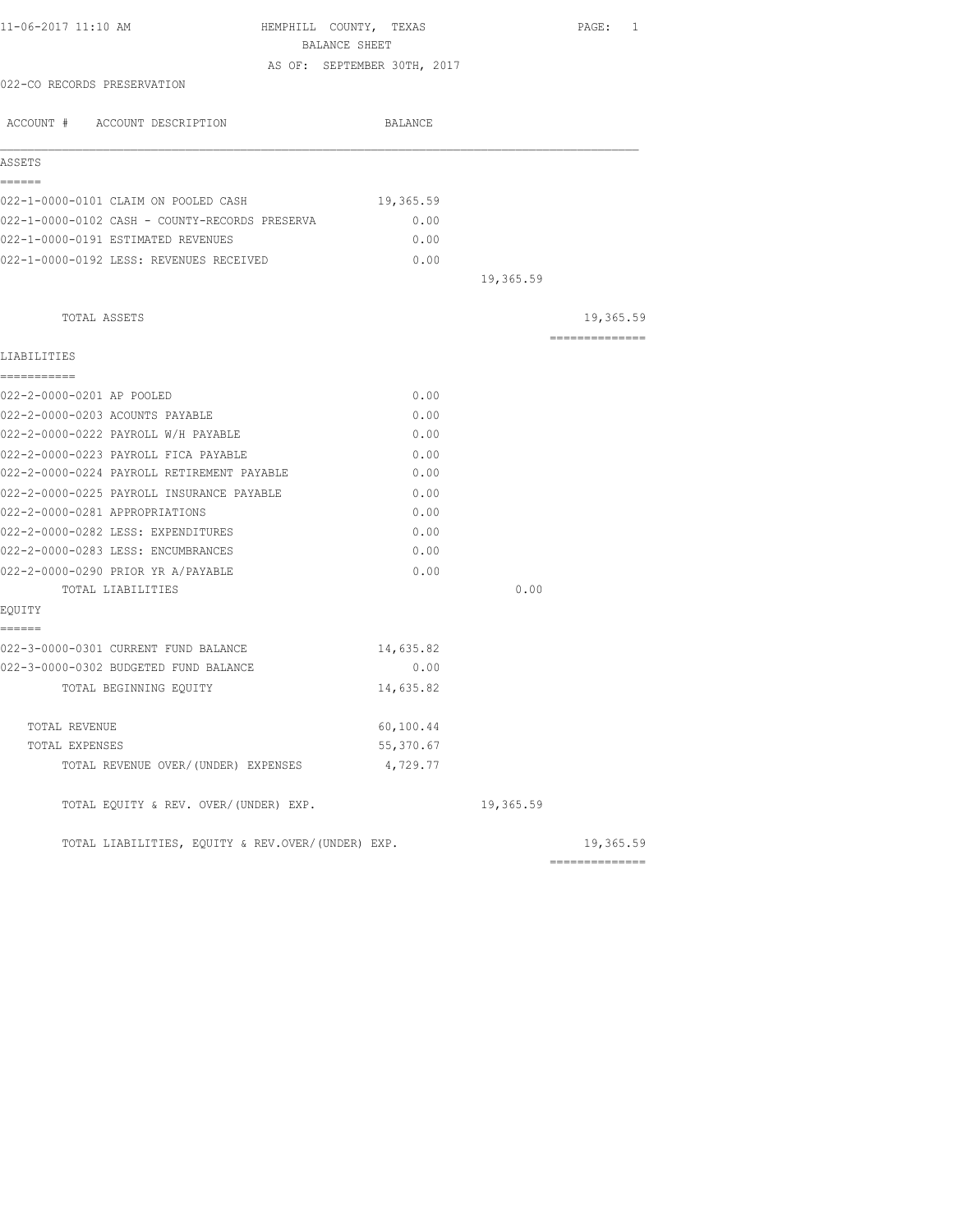HEMPHILL COUNTY, TEXAS
BALANCE SHEET
AS OF: SEPTEMBER 30TH, 2017

022-CO RECORDS PRESERVATION

| ACCOUNT # ACCOUNT DESCRIPTION | BALANCE | | |
|---|---|---|---|
| **ASSETS** | | | |
| 022-1-0000-0101 CLAIM ON POOLED CASH | 19,365.59 | | |
| 022-1-0000-0102 CASH - COUNTY-RECORDS PRESERVA | 0.00 | | |
| 022-1-0000-0191 ESTIMATED REVENUES | 0.00 | | |
| 022-1-0000-0192 LESS: REVENUES RECEIVED | 0.00 | | |
| | | 19,365.59 | |
| TOTAL ASSETS | | | 19,365.59 |
| **LIABILITIES** | | | |
| 022-2-0000-0201 AP POOLED | 0.00 | | |
| 022-2-0000-0203 ACOUNTS PAYABLE | 0.00 | | |
| 022-2-0000-0222 PAYROLL W/H PAYABLE | 0.00 | | |
| 022-2-0000-0223 PAYROLL FICA PAYABLE | 0.00 | | |
| 022-2-0000-0224 PAYROLL RETIREMENT PAYABLE | 0.00 | | |
| 022-2-0000-0225 PAYROLL INSURANCE PAYABLE | 0.00 | | |
| 022-2-0000-0281 APPROPRIATIONS | 0.00 | | |
| 022-2-0000-0282 LESS: EXPENDITURES | 0.00 | | |
| 022-2-0000-0283 LESS: ENCUMBRANCES | 0.00 | | |
| 022-2-0000-0290 PRIOR YR A/PAYABLE | 0.00 | | |
| TOTAL LIABILITIES | | 0.00 | |
| **EQUITY** | | | |
| 022-3-0000-0301 CURRENT FUND BALANCE | 14,635.82 | | |
| 022-3-0000-0302 BUDGETED FUND BALANCE | 0.00 | | |
| TOTAL BEGINNING EQUITY | 14,635.82 | | |
| TOTAL REVENUE | 60,100.44 | | |
| TOTAL EXPENSES | 55,370.67 | | |
| TOTAL REVENUE OVER/(UNDER) EXPENSES | 4,729.77 | | |
| TOTAL EQUITY & REV. OVER/(UNDER) EXP. | | 19,365.59 | |
| TOTAL LIABILITIES, EQUITY & REV.OVER/(UNDER) EXP. | | | 19,365.59 |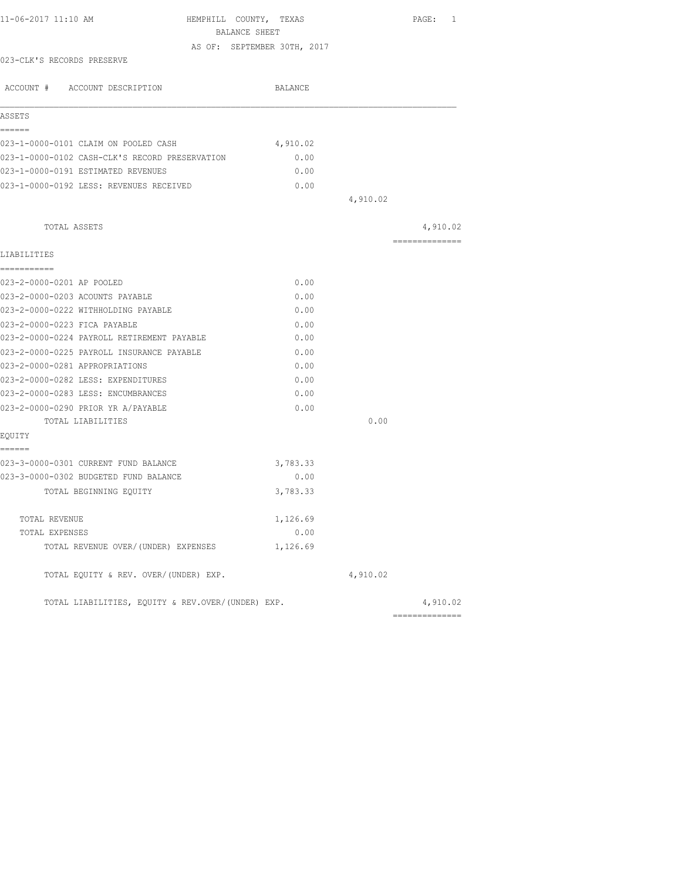# HEMPHILL COUNTY, TEXAS

## BALANCE SHEET

AS OF: SEPTEMBER 30TH, 2017

11-06-2017 11:10 AM

023-CLK'S RECORDS PRESERVE

| ACCOUNT # ACCOUNT DESCRIPTION | BALANCE | | |
|---|---|---|---|
| **ASSETS** | | | |
| 023-1-0000-0101 CLAIM ON POOLED CASH | 4,910.02 | | |
| 023-1-0000-0102 CASH-CLK'S RECORD PRESERVATION | 0.00 | | |
| 023-1-0000-0191 ESTIMATED REVENUES | 0.00 | | |
| 023-1-0000-0192 LESS: REVENUES RECEIVED | 0.00 | | |
| | | 4,910.02 | |
| TOTAL ASSETS | | | 4,910.02 |
| **LIABILITIES** | | | |
| 023-2-0000-0201 AP POOLED | 0.00 | | |
| 023-2-0000-0203 ACOUNTS PAYABLE | 0.00 | | |
| 023-2-0000-0222 WITHHOLDING PAYABLE | 0.00 | | |
| 023-2-0000-0223 FICA PAYABLE | 0.00 | | |
| 023-2-0000-0224 PAYROLL RETIREMENT PAYABLE | 0.00 | | |
| 023-2-0000-0225 PAYROLL INSURANCE PAYABLE | 0.00 | | |
| 023-2-0000-0281 APPROPRIATIONS | 0.00 | | |
| 023-2-0000-0282 LESS: EXPENDITURES | 0.00 | | |
| 023-2-0000-0283 LESS: ENCUMBRANCES | 0.00 | | |
| 023-2-0000-0290 PRIOR YR A/PAYABLE | 0.00 | | |
| TOTAL LIABILITIES | | 0.00 | |
| **EQUITY** | | | |
| 023-3-0000-0301 CURRENT FUND BALANCE | 3,783.33 | | |
| 023-3-0000-0302 BUDGETED FUND BALANCE | 0.00 | | |
| TOTAL BEGINNING EQUITY | 3,783.33 | | |
| TOTAL REVENUE | 1,126.69 | | |
| TOTAL EXPENSES | 0.00 | | |
| TOTAL REVENUE OVER/(UNDER) EXPENSES | 1,126.69 | | |
| TOTAL EQUITY & REV. OVER/(UNDER) EXP. | | 4,910.02 | |
| TOTAL LIABILITIES, EQUITY & REV.OVER/(UNDER) EXP. | | | 4,910.02 |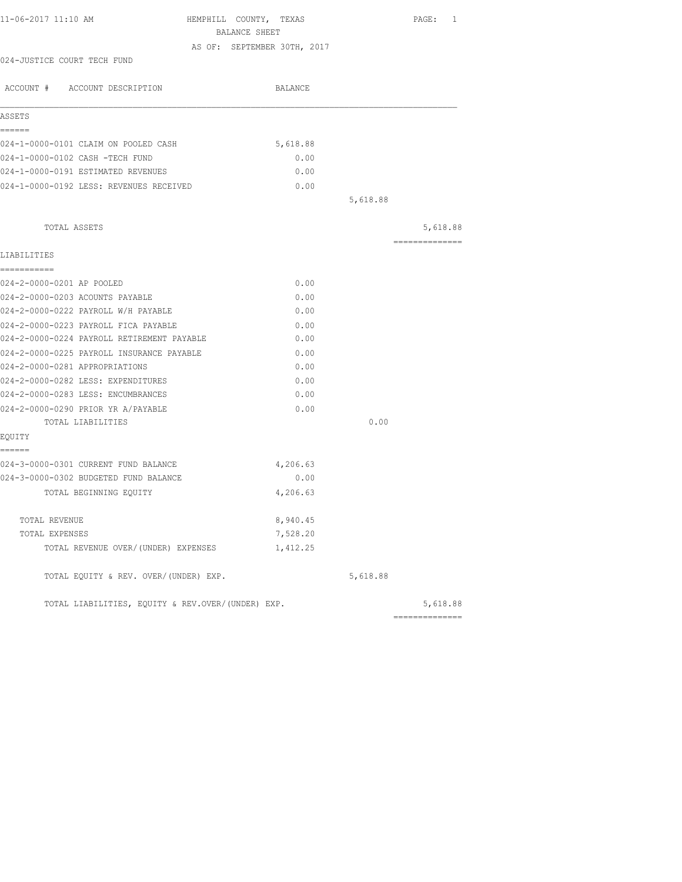11-06-2017 11:10 AM HEMPHILL COUNTY, TEXAS PAGE: 1

BALANCE SHEET

AS OF: SEPTEMBER 30TH, 2017

024-JUSTICE COURT TECH FUND

| ACCOUNT # ACCOUNT DESCRIPTION | BALANCE | | |
|---|---|---|---|
| **ASSETS** | | | |
| 024-1-0000-0101 CLAIM ON POOLED CASH | 5,618.88 | | |
| 024-1-0000-0102 CASH -TECH FUND | 0.00 | | |
| 024-1-0000-0191 ESTIMATED REVENUES | 0.00 | | |
| 024-1-0000-0192 LESS: REVENUES RECEIVED | 0.00 | | |
| | | 5,618.88 | |
| TOTAL ASSETS | | | 5,618.88 |
| **LIABILITIES** | | | |
| 024-2-0000-0201 AP POOLED | 0.00 | | |
| 024-2-0000-0203 ACOUNTS PAYABLE | 0.00 | | |
| 024-2-0000-0222 PAYROLL W/H PAYABLE | 0.00 | | |
| 024-2-0000-0223 PAYROLL FICA PAYABLE | 0.00 | | |
| 024-2-0000-0224 PAYROLL RETIREMENT PAYABLE | 0.00 | | |
| 024-2-0000-0225 PAYROLL INSURANCE PAYABLE | 0.00 | | |
| 024-2-0000-0281 APPROPRIATIONS | 0.00 | | |
| 024-2-0000-0282 LESS: EXPENDITURES | 0.00 | | |
| 024-2-0000-0283 LESS: ENCUMBRANCES | 0.00 | | |
| 024-2-0000-0290 PRIOR YR A/PAYABLE | 0.00 | | |
| TOTAL LIABILITIES | | 0.00 | |
| **EQUITY** | | | |
| 024-3-0000-0301 CURRENT FUND BALANCE | 4,206.63 | | |
| 024-3-0000-0302 BUDGETED FUND BALANCE | 0.00 | | |
| TOTAL BEGINNING EQUITY | 4,206.63 | | |
| TOTAL REVENUE | 8,940.45 | | |
| TOTAL EXPENSES | 7,528.20 | | |
| TOTAL REVENUE OVER/(UNDER) EXPENSES | 1,412.25 | | |
| TOTAL EQUITY & REV. OVER/(UNDER) EXP. | | 5,618.88 | |
| TOTAL LIABILITIES, EQUITY & REV.OVER/(UNDER) EXP. | | | 5,618.88 |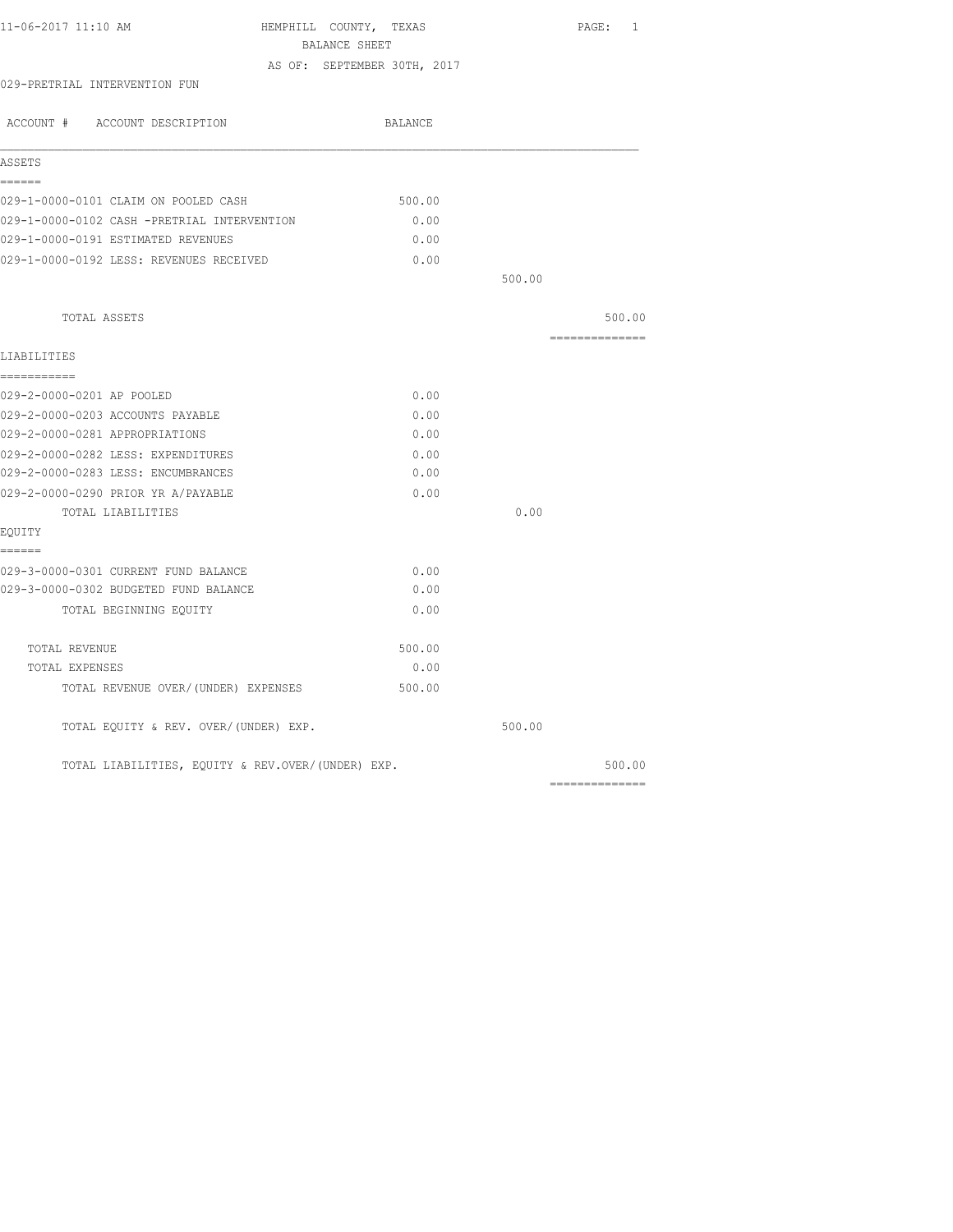11-06-2017 11:10 AM HEMPHILL COUNTY, TEXAS PAGE: 1

BALANCE SHEET

AS OF: SEPTEMBER 30TH, 2017

029-PRETRIAL INTERVENTION FUN

| ACCOUNT # ACCOUNT DESCRIPTION | BALANCE | | |
|---|---|---|---|
| **ASSETS** | | | |
| 029-1-0000-0101 CLAIM ON POOLED CASH | 500.00 | | |
| 029-1-0000-0102 CASH -PRETRIAL INTERVENTION | 0.00 | | |
| 029-1-0000-0191 ESTIMATED REVENUES | 0.00 | | |
| 029-1-0000-0192 LESS: REVENUES RECEIVED | 0.00 | | |
| | | 500.00 | |
| TOTAL ASSETS | | | 500.00 |
| **LIABILITIES** | | | |
| 029-2-0000-0201 AP POOLED | 0.00 | | |
| 029-2-0000-0203 ACCOUNTS PAYABLE | 0.00 | | |
| 029-2-0000-0281 APPROPRIATIONS | 0.00 | | |
| 029-2-0000-0282 LESS: EXPENDITURES | 0.00 | | |
| 029-2-0000-0283 LESS: ENCUMBRANCES | 0.00 | | |
| 029-2-0000-0290 PRIOR YR A/PAYABLE | 0.00 | | |
| TOTAL LIABILITIES | | 0.00 | |
| **EQUITY** | | | |
| 029-3-0000-0301 CURRENT FUND BALANCE | 0.00 | | |
| 029-3-0000-0302 BUDGETED FUND BALANCE | 0.00 | | |
| TOTAL BEGINNING EQUITY | 0.00 | | |
| TOTAL REVENUE | 500.00 | | |
| TOTAL EXPENSES | 0.00 | | |
| TOTAL REVENUE OVER/(UNDER) EXPENSES | 500.00 | | |
| TOTAL EQUITY & REV. OVER/(UNDER) EXP. | | 500.00 | |
| TOTAL LIABILITIES, EQUITY & REV.OVER/(UNDER) EXP. | | | 500.00 |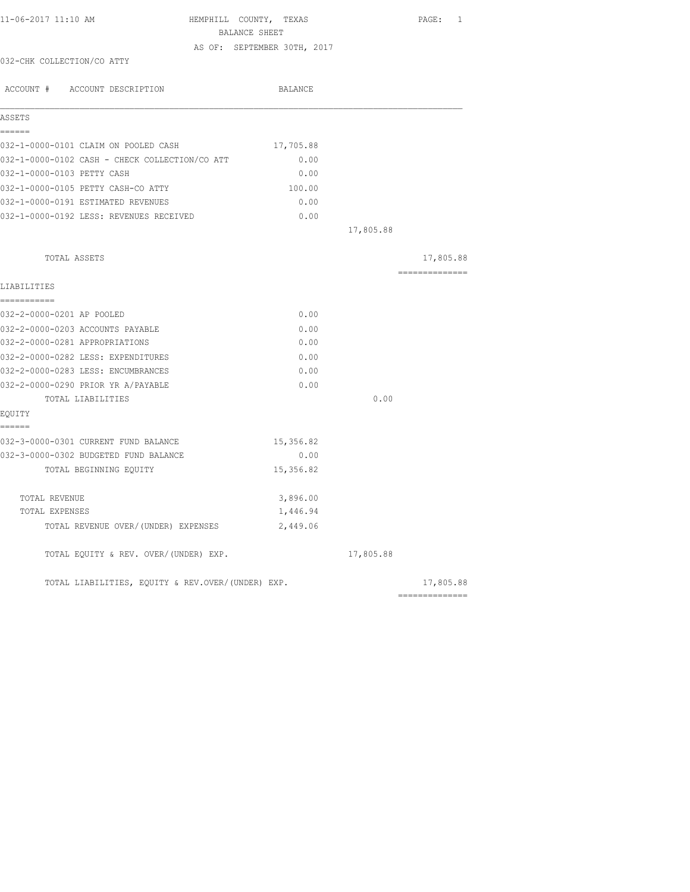11-06-2017 11:10 AM HEMPHILL COUNTY, TEXAS

BALANCE SHEET

AS OF: SEPTEMBER 30TH, 2017

032-CHK COLLECTION/CO ATTY

| ACCOUNT # ACCOUNT DESCRIPTION | BALANCE | | |
|---|---|---|---|
| **ASSETS** | | | |
| 032-1-0000-0101 CLAIM ON POOLED CASH | 17,705.88 | | |
| 032-1-0000-0102 CASH - CHECK COLLECTION/CO ATT | 0.00 | | |
| 032-1-0000-0103 PETTY CASH | 0.00 | | |
| 032-1-0000-0105 PETTY CASH-CO ATTY | 100.00 | | |
| 032-1-0000-0191 ESTIMATED REVENUES | 0.00 | | |
| 032-1-0000-0192 LESS: REVENUES RECEIVED | 0.00 | | |
| | | 17,805.88 | |
| TOTAL ASSETS | | | 17,805.88 |
| **LIABILITIES** | | | |
| 032-2-0000-0201 AP POOLED | 0.00 | | |
| 032-2-0000-0203 ACCOUNTS PAYABLE | 0.00 | | |
| 032-2-0000-0281 APPROPRIATIONS | 0.00 | | |
| 032-2-0000-0282 LESS: EXPENDITURES | 0.00 | | |
| 032-2-0000-0283 LESS: ENCUMBRANCES | 0.00 | | |
| 032-2-0000-0290 PRIOR YR A/PAYABLE | 0.00 | | |
| TOTAL LIABILITIES | | 0.00 | |
| **EQUITY** | | | |
| 032-3-0000-0301 CURRENT FUND BALANCE | 15,356.82 | | |
| 032-3-0000-0302 BUDGETED FUND BALANCE | 0.00 | | |
| TOTAL BEGINNING EQUITY | 15,356.82 | | |
| TOTAL REVENUE | 3,896.00 | | |
| TOTAL EXPENSES | 1,446.94 | | |
| TOTAL REVENUE OVER/(UNDER) EXPENSES | 2,449.06 | | |
| TOTAL EQUITY & REV. OVER/(UNDER) EXP. | | 17,805.88 | |
| TOTAL LIABILITIES, EQUITY & REV.OVER/(UNDER) EXP. | | | 17,805.88 |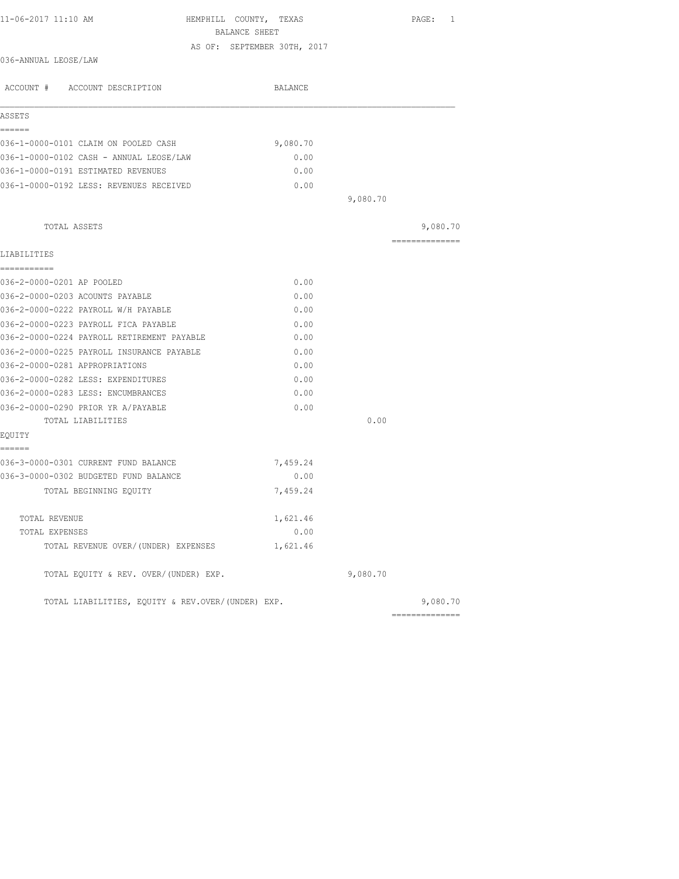11-06-2017 11:10 AM HEMPHILL COUNTY, TEXAS

BALANCE SHEET

AS OF: SEPTEMBER 30TH, 2017

036-ANNUAL LEOSE/LAW

| ACCOUNT # ACCOUNT DESCRIPTION | BALANCE | | |
|---|---|---|---|
| **ASSETS** | | | |
| 036-1-0000-0101 CLAIM ON POOLED CASH | 9,080.70 | | |
| 036-1-0000-0102 CASH - ANNUAL LEOSE/LAW | 0.00 | | |
| 036-1-0000-0191 ESTIMATED REVENUES | 0.00 | | |
| 036-1-0000-0192 LESS: REVENUES RECEIVED | 0.00 | | |
| | | 9,080.70 | |
| TOTAL ASSETS | | | 9,080.70 |
| **LIABILITIES** | | | |
| 036-2-0000-0201 AP POOLED | 0.00 | | |
| 036-2-0000-0203 ACOUNTS PAYABLE | 0.00 | | |
| 036-2-0000-0222 PAYROLL W/H PAYABLE | 0.00 | | |
| 036-2-0000-0223 PAYROLL FICA PAYABLE | 0.00 | | |
| 036-2-0000-0224 PAYROLL RETIREMENT PAYABLE | 0.00 | | |
| 036-2-0000-0225 PAYROLL INSURANCE PAYABLE | 0.00 | | |
| 036-2-0000-0281 APPROPRIATIONS | 0.00 | | |
| 036-2-0000-0282 LESS: EXPENDITURES | 0.00 | | |
| 036-2-0000-0283 LESS: ENCUMBRANCES | 0.00 | | |
| 036-2-0000-0290 PRIOR YR A/PAYABLE | 0.00 | | |
| TOTAL LIABILITIES | | 0.00 | |
| **EQUITY** | | | |
| 036-3-0000-0301 CURRENT FUND BALANCE | 7,459.24 | | |
| 036-3-0000-0302 BUDGETED FUND BALANCE | 0.00 | | |
| TOTAL BEGINNING EQUITY | 7,459.24 | | |
| TOTAL REVENUE | 1,621.46 | | |
| TOTAL EXPENSES | 0.00 | | |
| TOTAL REVENUE OVER/(UNDER) EXPENSES | 1,621.46 | | |
| TOTAL EQUITY & REV. OVER/(UNDER) EXP. | | 9,080.70 | |
| TOTAL LIABILITIES, EQUITY & REV.OVER/(UNDER) EXP. | | | 9,080.70 |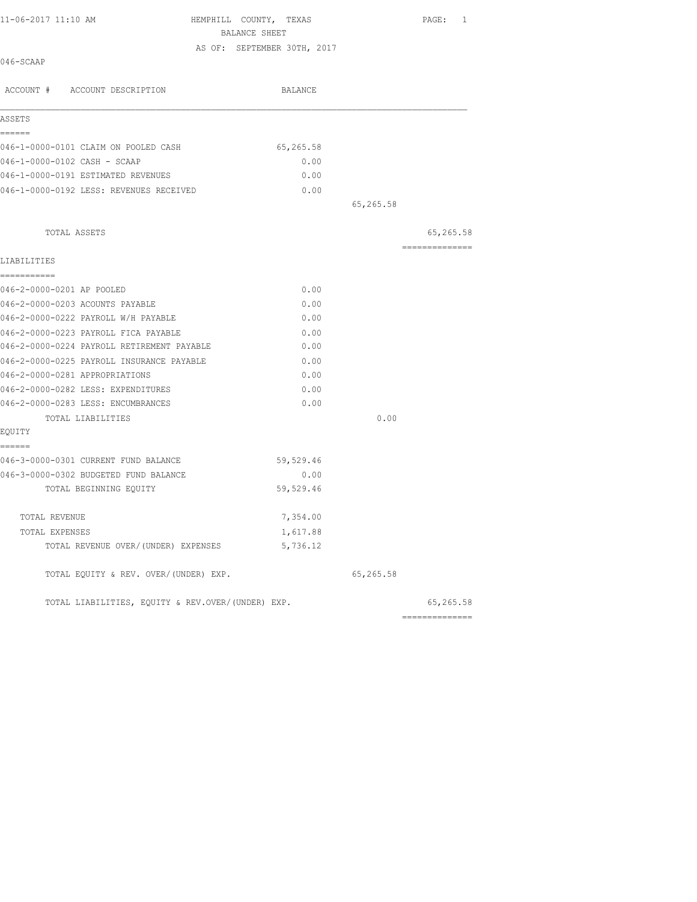HEMPHILL COUNTY, TEXAS
BALANCE SHEET
AS OF: SEPTEMBER 30TH, 2017

046-SCAAP

| ACCOUNT # ACCOUNT DESCRIPTION | BALANCE | | |
|---|---|---|---|
| **ASSETS** | | | |
| 046-1-0000-0101 CLAIM ON POOLED CASH | 65,265.58 | | |
| 046-1-0000-0102 CASH - SCAAP | 0.00 | | |
| 046-1-0000-0191 ESTIMATED REVENUES | 0.00 | | |
| 046-1-0000-0192 LESS: REVENUES RECEIVED | 0.00 | | |
| | | 65,265.58 | |
| TOTAL ASSETS | | | 65,265.58 |
| **LIABILITIES** | | | |
| 046-2-0000-0201 AP POOLED | 0.00 | | |
| 046-2-0000-0203 ACOUNTS PAYABLE | 0.00 | | |
| 046-2-0000-0222 PAYROLL W/H PAYABLE | 0.00 | | |
| 046-2-0000-0223 PAYROLL FICA PAYABLE | 0.00 | | |
| 046-2-0000-0224 PAYROLL RETIREMENT PAYABLE | 0.00 | | |
| 046-2-0000-0225 PAYROLL INSURANCE PAYABLE | 0.00 | | |
| 046-2-0000-0281 APPROPRIATIONS | 0.00 | | |
| 046-2-0000-0282 LESS: EXPENDITURES | 0.00 | | |
| 046-2-0000-0283 LESS: ENCUMBRANCES | 0.00 | | |
| TOTAL LIABILITIES | | 0.00 | |
| **EQUITY** | | | |
| 046-3-0000-0301 CURRENT FUND BALANCE | 59,529.46 | | |
| 046-3-0000-0302 BUDGETED FUND BALANCE | 0.00 | | |
| TOTAL BEGINNING EQUITY | 59,529.46 | | |
| TOTAL REVENUE | 7,354.00 | | |
| TOTAL EXPENSES | 1,617.88 | | |
| TOTAL REVENUE OVER/(UNDER) EXPENSES | 5,736.12 | | |
| TOTAL EQUITY & REV. OVER/(UNDER) EXP. | | 65,265.58 | |
| TOTAL LIABILITIES, EQUITY & REV.OVER/(UNDER) EXP. | | | 65,265.58 |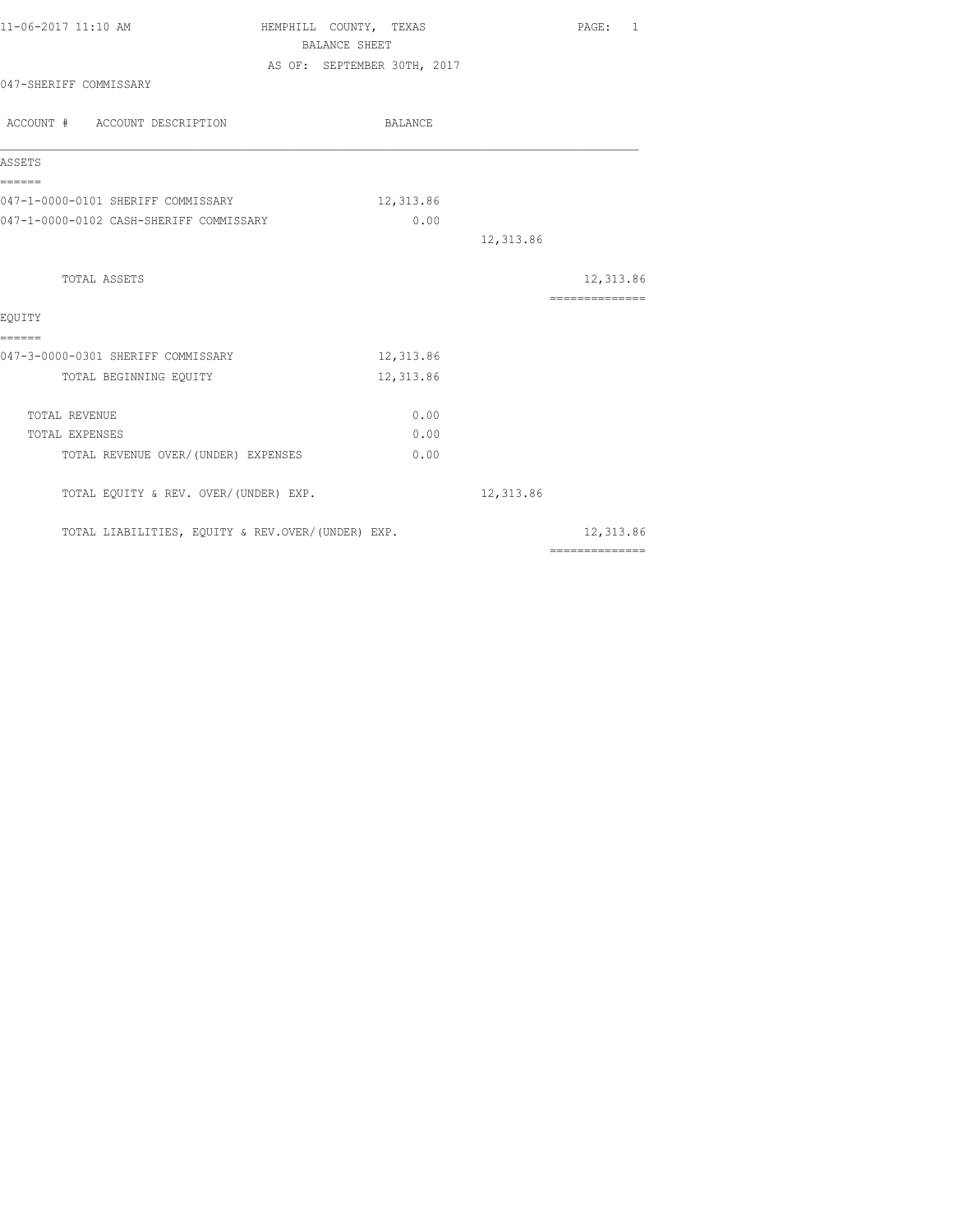11-06-2017 11:10 AM

# HEMPHILL COUNTY, TEXAS
## BALANCE SHEET
AS OF: SEPTEMBER 30TH, 2017

047-SHERIFF COMMISSARY

| ACCOUNT # ACCOUNT DESCRIPTION | BALANCE | | |
|---|---|---|---|
| **ASSETS** | | | |
| 047-1-0000-0101 SHERIFF COMMISSARY | 12,313.86 | | |
| 047-1-0000-0102 CASH-SHERIFF COMMISSARY | 0.00 | | |
| | | 12,313.86 | |
| TOTAL ASSETS | | | 12,313.86 |
| **EQUITY** | | | |
| 047-3-0000-0301 SHERIFF COMMISSARY | 12,313.86 | | |
| TOTAL BEGINNING EQUITY | 12,313.86 | | |
| TOTAL REVENUE | 0.00 | | |
| TOTAL EXPENSES | 0.00 | | |
| TOTAL REVENUE OVER/(UNDER) EXPENSES | 0.00 | | |
| TOTAL EQUITY & REV. OVER/(UNDER) EXP. | | 12,313.86 | |
| TOTAL LIABILITIES, EQUITY & REV.OVER/(UNDER) EXP. | | | 12,313.86 |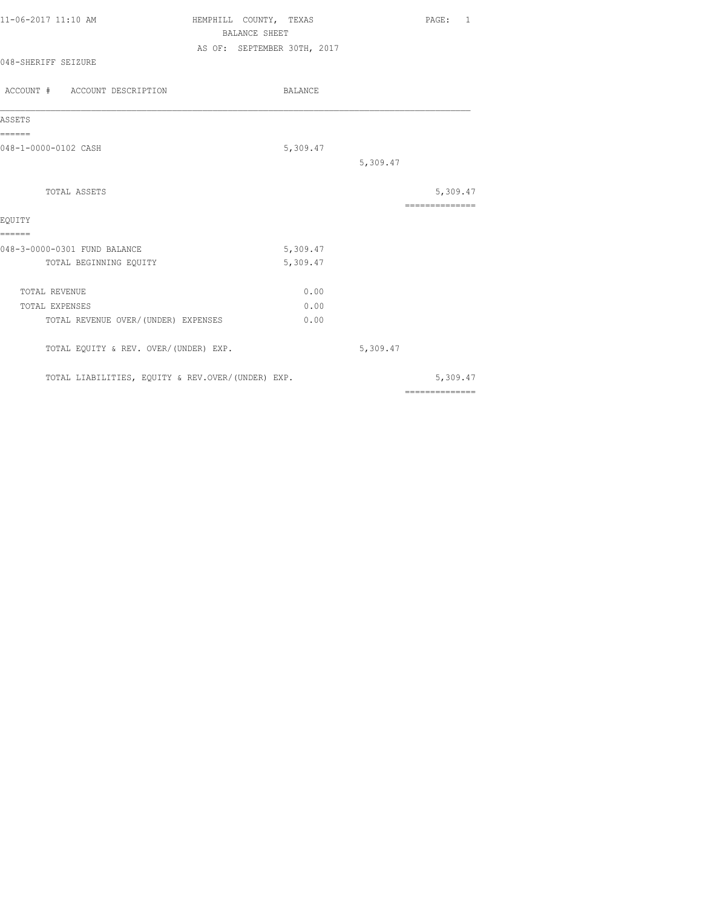HEMPHILL COUNTY, TEXAS
BALANCE SHEET
AS OF: SEPTEMBER 30TH, 2017

048-SHERIFF SEIZURE

| ACCOUNT # ACCOUNT DESCRIPTION | BALANCE | | |
|---|---|---|---|
| **ASSETS** | | | |
| 048-1-0000-0102 CASH | 5,309.47 | | |
| | | 5,309.47 | |
| TOTAL ASSETS | | | 5,309.47 |
| **EQUITY** | | | |
| 048-3-0000-0301 FUND BALANCE | 5,309.47 | | |
| TOTAL BEGINNING EQUITY | 5,309.47 | | |
| TOTAL REVENUE | 0.00 | | |
| TOTAL EXPENSES | 0.00 | | |
| TOTAL REVENUE OVER/(UNDER) EXPENSES | 0.00 | | |
| TOTAL EQUITY & REV. OVER/(UNDER) EXP. | | 5,309.47 | |
| TOTAL LIABILITIES, EQUITY & REV.OVER/(UNDER) EXP. | | | 5,309.47 |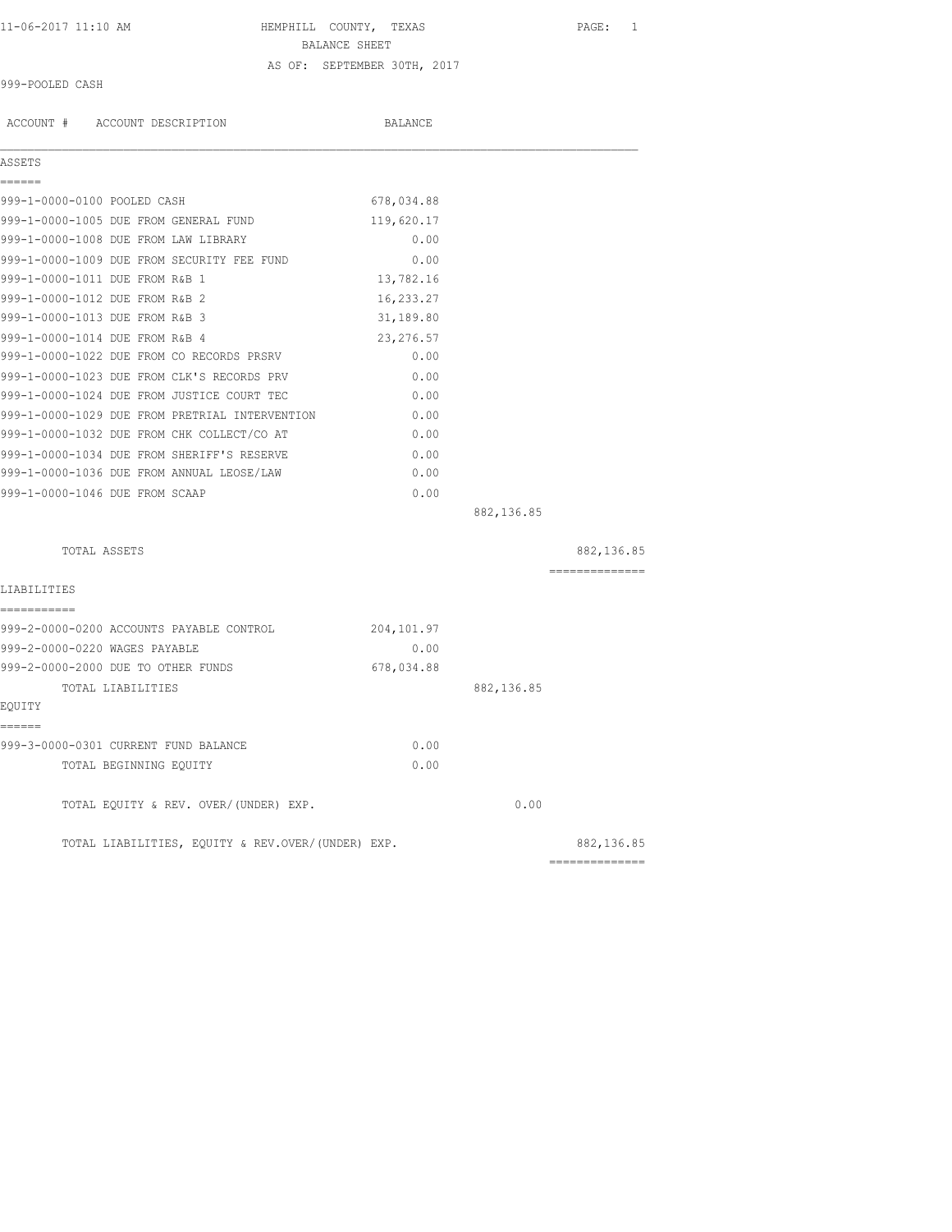11-06-2017 11:10 AM

# HEMPHILL COUNTY, TEXAS

## BALANCE SHEET

AS OF: SEPTEMBER 30TH, 2017

999-POOLED CASH

| ACCOUNT # ACCOUNT DESCRIPTION | BALANCE | | |
|---|---|---|---|
| **ASSETS** | | | |
| 999-1-0000-0100 POOLED CASH | 678,034.88 | | |
| 999-1-0000-1005 DUE FROM GENERAL FUND | 119,620.17 | | |
| 999-1-0000-1008 DUE FROM LAW LIBRARY | 0.00 | | |
| 999-1-0000-1009 DUE FROM SECURITY FEE FUND | 0.00 | | |
| 999-1-0000-1011 DUE FROM R&B 1 | 13,782.16 | | |
| 999-1-0000-1012 DUE FROM R&B 2 | 16,233.27 | | |
| 999-1-0000-1013 DUE FROM R&B 3 | 31,189.80 | | |
| 999-1-0000-1014 DUE FROM R&B 4 | 23,276.57 | | |
| 999-1-0000-1022 DUE FROM CO RECORDS PRSRV | 0.00 | | |
| 999-1-0000-1023 DUE FROM CLK'S RECORDS PRV | 0.00 | | |
| 999-1-0000-1024 DUE FROM JUSTICE COURT TEC | 0.00 | | |
| 999-1-0000-1029 DUE FROM PRETRIAL INTERVENTION | 0.00 | | |
| 999-1-0000-1032 DUE FROM CHK COLLECT/CO AT | 0.00 | | |
| 999-1-0000-1034 DUE FROM SHERIFF'S RESERVE | 0.00 | | |
| 999-1-0000-1036 DUE FROM ANNUAL LEOSE/LAW | 0.00 | | |
| 999-1-0000-1046 DUE FROM SCAAP | 0.00 | | |
| | | 882,136.85 | |
| TOTAL ASSETS | | | 882,136.85 |
| **LIABILITIES** | | | |
| 999-2-0000-0200 ACCOUNTS PAYABLE CONTROL | 204,101.97 | | |
| 999-2-0000-0220 WAGES PAYABLE | 0.00 | | |
| 999-2-0000-2000 DUE TO OTHER FUNDS | 678,034.88 | | |
| TOTAL LIABILITIES | | 882,136.85 | |
| **EQUITY** | | | |
| 999-3-0000-0301 CURRENT FUND BALANCE | 0.00 | | |
| TOTAL BEGINNING EQUITY | 0.00 | | |
| TOTAL EQUITY & REV. OVER/(UNDER) EXP. | | 0.00 | |
| TOTAL LIABILITIES, EQUITY & REV.OVER/(UNDER) EXP. | | | 882,136.85 |